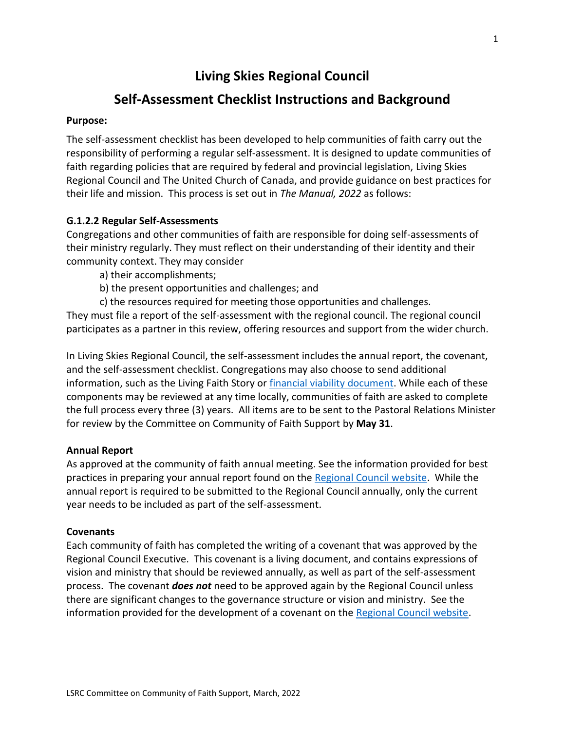# Living Skies Regional Council

## Self-Assessment Checklist Instructions and Background

**Purpose:**

The self-assessment checklist has been developed to help communities of faith carry out the responsibility of performing a regular self-assessment. It is designed to update communities of faith regarding policies that are required by federal and provincial legislation, Living Skies Regional Council and The United Church of Canada, and provide guidance on best practices for their life and mission. This process is set out in *The Manual, 2022* as follows:

**G.1.2.2 Regular Self-Assessments**

Congregations and other communities of faith are responsible for doing self-assessments of their ministry regularly. They must reflect on their understanding of their identity and their community context. They may consider

a) their accomplishments;

b) the present opportunities and challenges; and

c) the resources required for meeting those opportunities and challenges.

They must file a report of the self-assessment with the regional council. The regional council participates as a partner in this review, offering resources and support from the wider church.

In Living Skies Regional Council, the self-assessment includes the annual report, the covenant, and the self-assessment checklist. Congregations may also choose to send additional information, such as the Living Faith Story or financial viability document. While each of these components may be reviewed at any time locally, communities of faith are asked to complete the full process every three (3) years. All items are to be sent to the Pastoral Relations Minister for review by the Committee on Community of Faith Support by **May 31**.

**Annual Report**

As approved at the community of faith annual meeting. See the information provided for best practices in preparing your annual report found on the Regional Council website. While the annual report is required to be submitted to the Regional Council annually, only the current year needs to be included as part of the self-assessment.

**Covenants**

Each community of faith has completed the writing of a covenant that was approved by the Regional Council Executive. This covenant is a living document, and contains expressions of vision and ministry that should be reviewed annually, as well as part of the self-assessment process. The covenant ***does not*** need to be approved again by the Regional Council unless there are significant changes to the governance structure or vision and ministry. See the information provided for the development of a covenant on the Regional Council website.

LSRC Committee on Community of Faith Support, March, 2022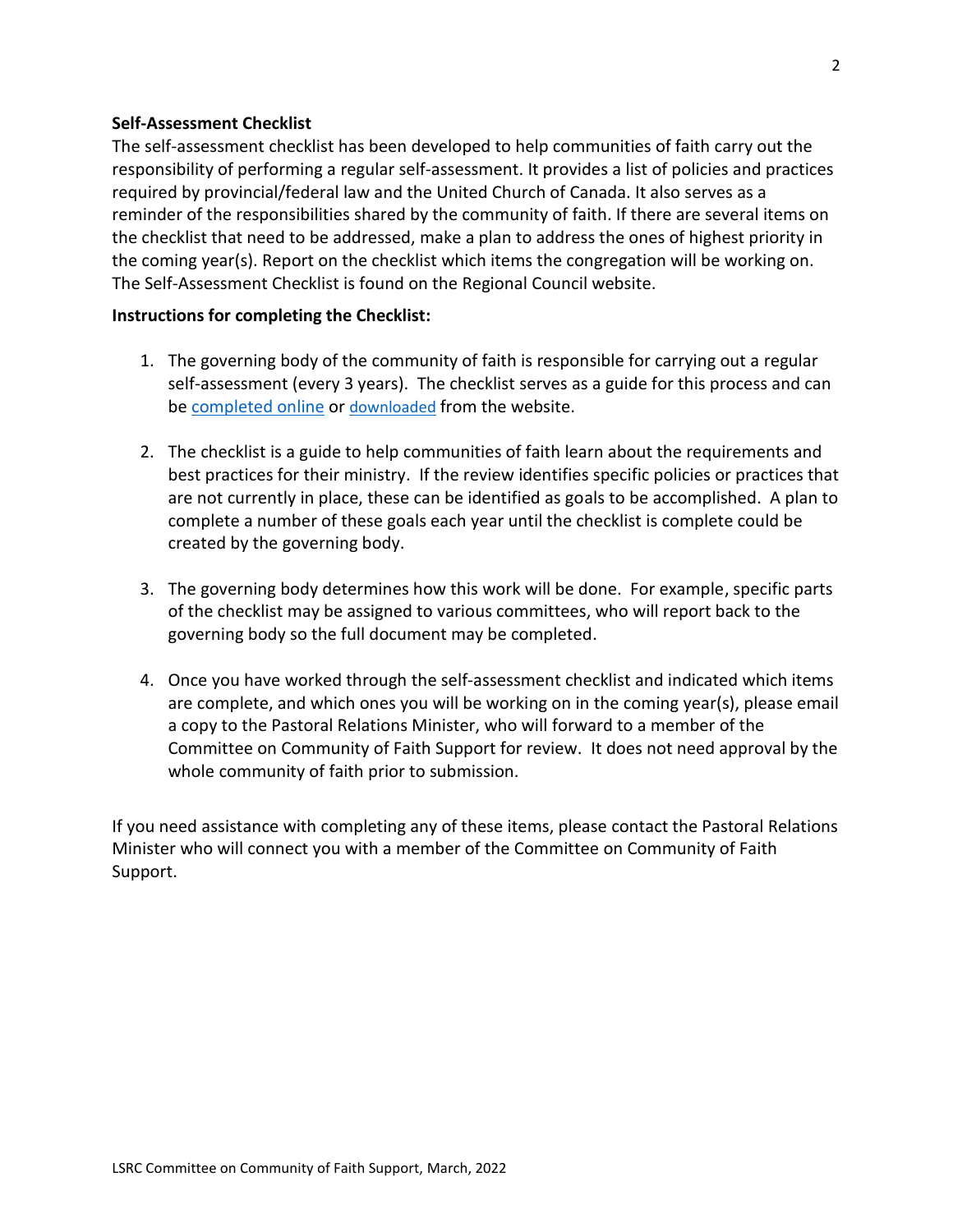**Self-Assessment Checklist**

The self-assessment checklist has been developed to help communities of faith carry out the responsibility of performing a regular self-assessment. It provides a list of policies and practices required by provincial/federal law and the United Church of Canada. It also serves as a reminder of the responsibilities shared by the community of faith. If there are several items on the checklist that need to be addressed, make a plan to address the ones of highest priority in the coming year(s). Report on the checklist which items the congregation will be working on. The Self-Assessment Checklist is found on the Regional Council website.

**Instructions for completing the Checklist:**

1. The governing body of the community of faith is responsible for carrying out a regular self-assessment (every 3 years). The checklist serves as a guide for this process and can be completed online or downloaded from the website.

2. The checklist is a guide to help communities of faith learn about the requirements and best practices for their ministry. If the review identifies specific policies or practices that are not currently in place, these can be identified as goals to be accomplished. A plan to complete a number of these goals each year until the checklist is complete could be created by the governing body.

3. The governing body determines how this work will be done. For example, specific parts of the checklist may be assigned to various committees, who will report back to the governing body so the full document may be completed.

4. Once you have worked through the self-assessment checklist and indicated which items are complete, and which ones you will be working on in the coming year(s), please email a copy to the Pastoral Relations Minister, who will forward to a member of the Committee on Community of Faith Support for review. It does not need approval by the whole community of faith prior to submission.

If you need assistance with completing any of these items, please contact the Pastoral Relations Minister who will connect you with a member of the Committee on Community of Faith Support.

LSRC Committee on Community of Faith Support, March, 2022